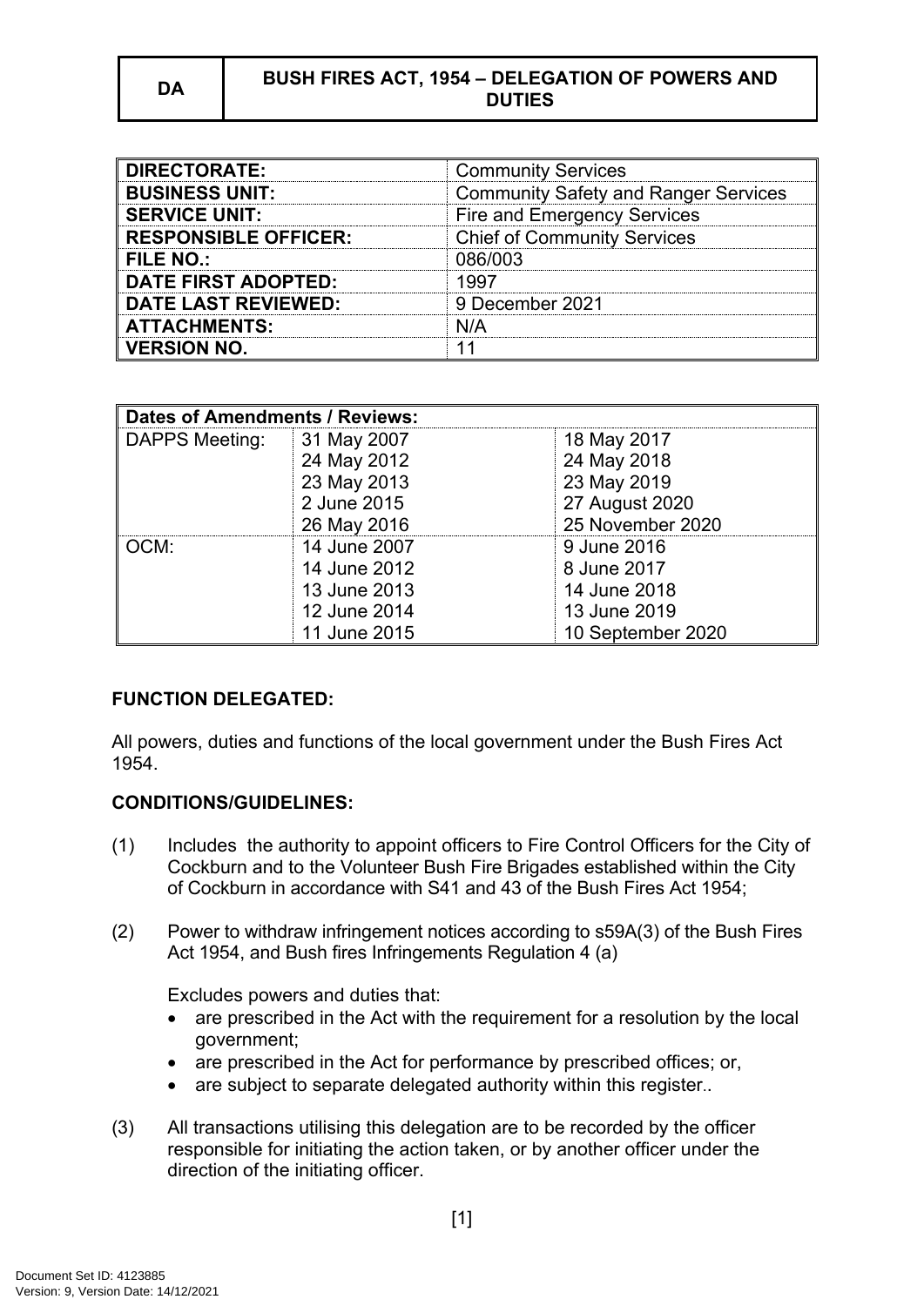| DA | BUSH FIRES ACT, 1954 – DELEGATION OF POWERS AND DUTIES |
|---|---|

| | |
|---|---|
| **DIRECTORATE:** | Community Services |
| **BUSINESS UNIT:** | Community Safety and Ranger Services |
| **SERVICE UNIT:** | Fire and Emergency Services |
| **RESPONSIBLE OFFICER:** | Chief of Community Services |
| **FILE NO.:** | 086/003 |
| **DATE FIRST ADOPTED:** | 1997 |
| **DATE LAST REVIEWED:** | 9 December 2021 |
| **ATTACHMENTS:** | N/A |
| **VERSION NO.** | 11 |

| **Dates of Amendments / Reviews:** | | |
|---|---|---|
| DAPPS Meeting: | 31 May 2007<br>24 May 2012<br>23 May 2013<br>2 June 2015<br>26 May 2016 | 18 May 2017<br>24 May 2018<br>23 May 2019<br>27 August 2020<br>25 November 2020 |
| OCM: | 14 June 2007<br>14 June 2012<br>13 June 2013<br>12 June 2014<br>11 June 2015 | 9 June 2016<br>8 June 2017<br>14 June 2018<br>13 June 2019<br>10 September 2020 |

**FUNCTION DELEGATED:**

All powers, duties and functions of the local government under the Bush Fires Act 1954.

**CONDITIONS/GUIDELINES:**

(1) Includes the authority to appoint officers to Fire Control Officers for the City of Cockburn and to the Volunteer Bush Fire Brigades established within the City of Cockburn in accordance with S41 and 43 of the Bush Fires Act 1954;

(2) Power to withdraw infringement notices according to s59A(3) of the Bush Fires Act 1954, and Bush fires Infringements Regulation 4 (a)

Excludes powers and duties that:

- are prescribed in the Act with the requirement for a resolution by the local government;
- are prescribed in the Act for performance by prescribed offices; or,
- are subject to separate delegated authority within this register..

(3) All transactions utilising this delegation are to be recorded by the officer responsible for initiating the action taken, or by another officer under the direction of the initiating officer.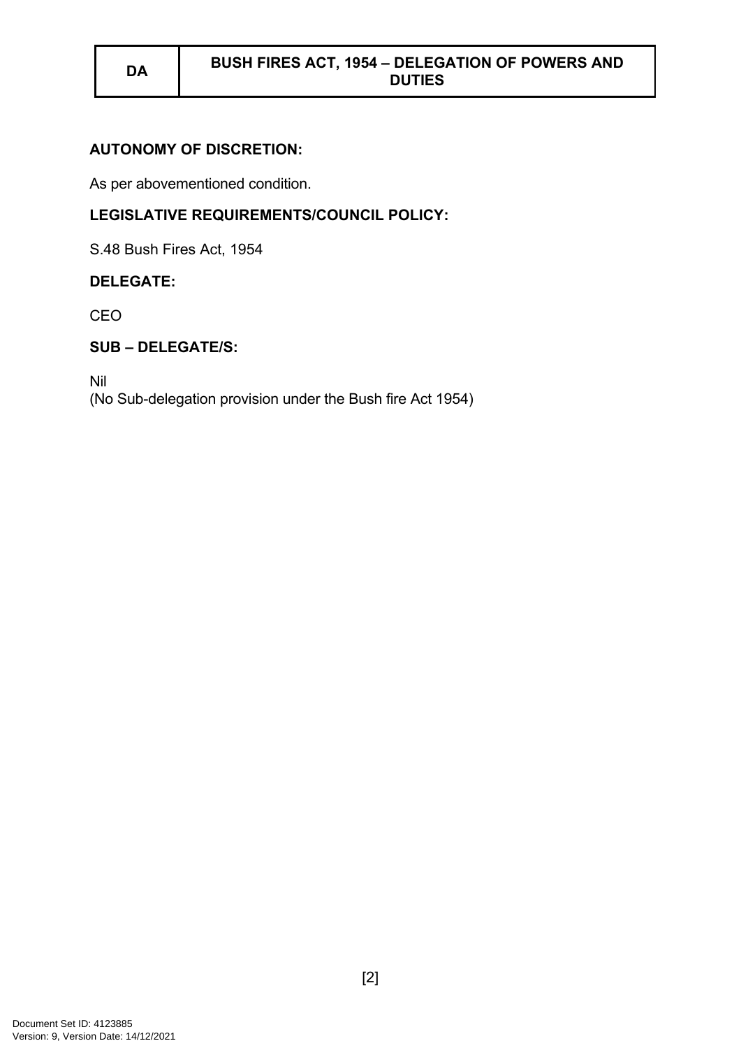| DA | BUSH FIRES ACT, 1954 – DELEGATION OF POWERS AND DUTIES |
|---|---|

**AUTONOMY OF DISCRETION:**

As per abovementioned condition.

**LEGISLATIVE REQUIREMENTS/COUNCIL POLICY:**

S.48 Bush Fires Act, 1954

**DELEGATE:**

CEO

**SUB – DELEGATE/S:**

Nil
(No Sub-delegation provision under the Bush fire Act 1954)

Document Set ID: 4123885
Version: 9, Version Date: 14/12/2021